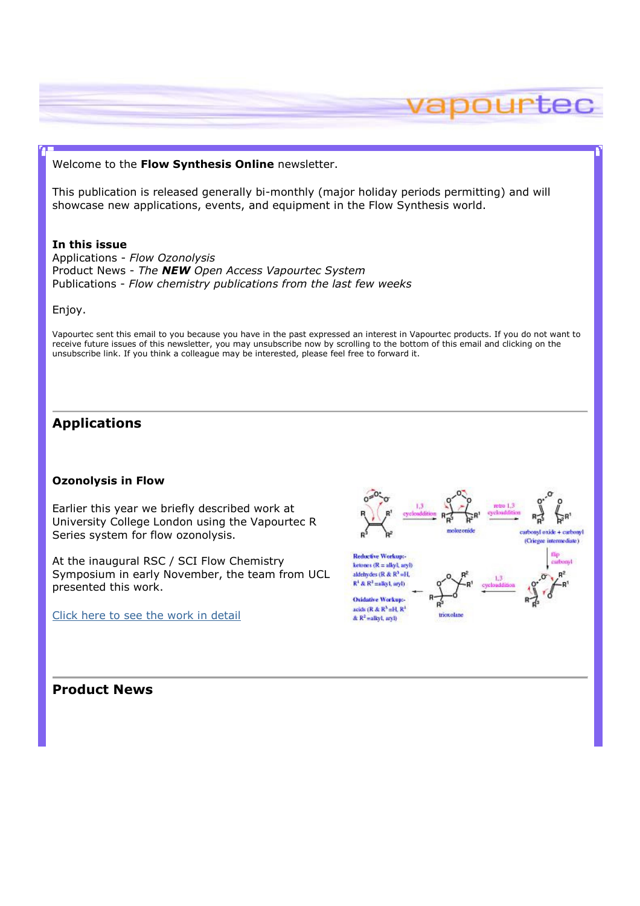Welcome to the **Flow Synthesis Online** newsletter.

This publication is released generally bi-monthly (major holiday periods permitting) and will showcase new applications, events, and equipment in the Flow Synthesis world.

**In this issue**
Applications - *Flow Ozonolysis*
Product News - *The **NEW** Open Access Vapourtec System*
Publications - *Flow chemistry publications from the last few weeks*

Enjoy.

Vapourtec sent this email to you because you have in the past expressed an interest in Vapourtec products. If you do not want to receive future issues of this newsletter, you may unsubscribe now by scrolling to the bottom of this email and clicking on the unsubscribe link. If you think a colleague may be interested, please feel free to forward it.

## Applications

### Ozonolysis in Flow

Earlier this year we briefly described work at University College London using the Vapourtec R Series system for flow ozonolysis.

At the inaugural RSC / SCI Flow Chemistry Symposium in early November, the team from UCL presented this work.

Click here to see the work in detail

## Product News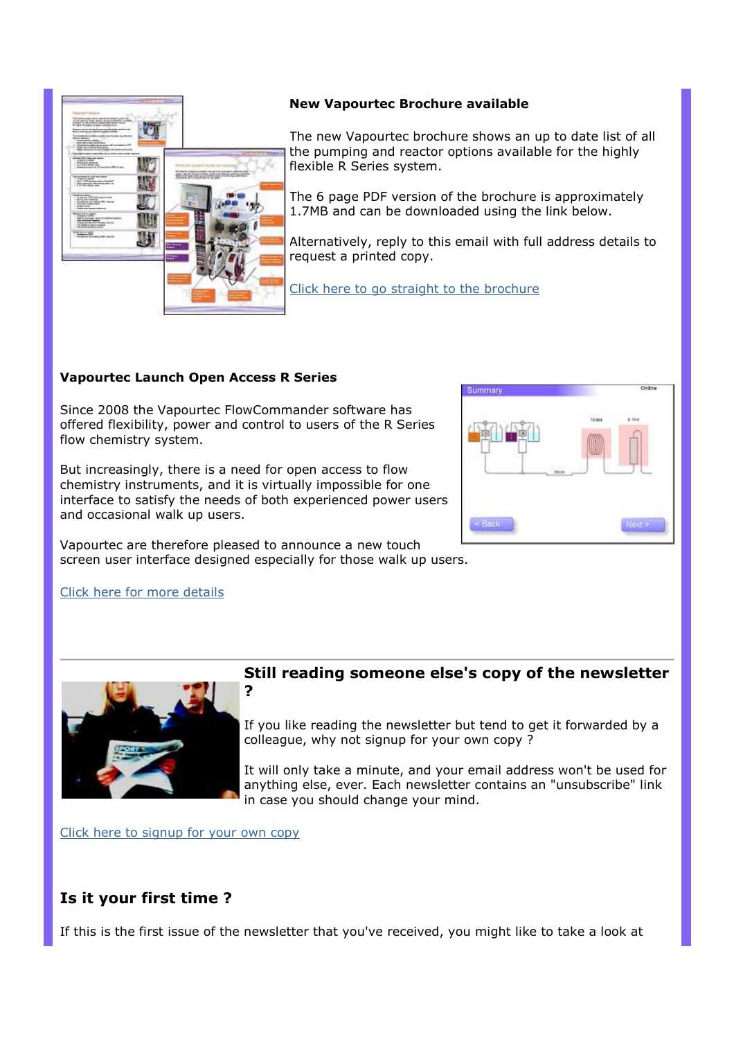### New Vapourtec Brochure available

The new Vapourtec brochure shows an up to date list of all the pumping and reactor options available for the highly flexible R Series system.

The 6 page PDF version of the brochure is approximately 1.7MB and can be downloaded using the link below.

Alternatively, reply to this email with full address details to request a printed copy.

Click here to go straight to the brochure

### Vapourtec Launch Open Access R Series

Since 2008 the Vapourtec FlowCommander software has offered flexibility, power and control to users of the R Series flow chemistry system.

But increasingly, there is a need for open access to flow chemistry instruments, and it is virtually impossible for one interface to satisfy the needs of both experienced power users and occasional walk up users.

Vapourtec are therefore pleased to announce a new touch screen user interface designed especially for those walk up users.

Click here for more details

---

### Still reading someone else's copy of the newsletter ?

If you like reading the newsletter but tend to get it forwarded by a colleague, why not signup for your own copy ?

It will only take a minute, and your email address won't be used for anything else, ever. Each newsletter contains an "unsubscribe" link in case you should change your mind.

Click here to signup for your own copy

### Is it your first time ?

If this is the first issue of the newsletter that you've received, you might like to take a look at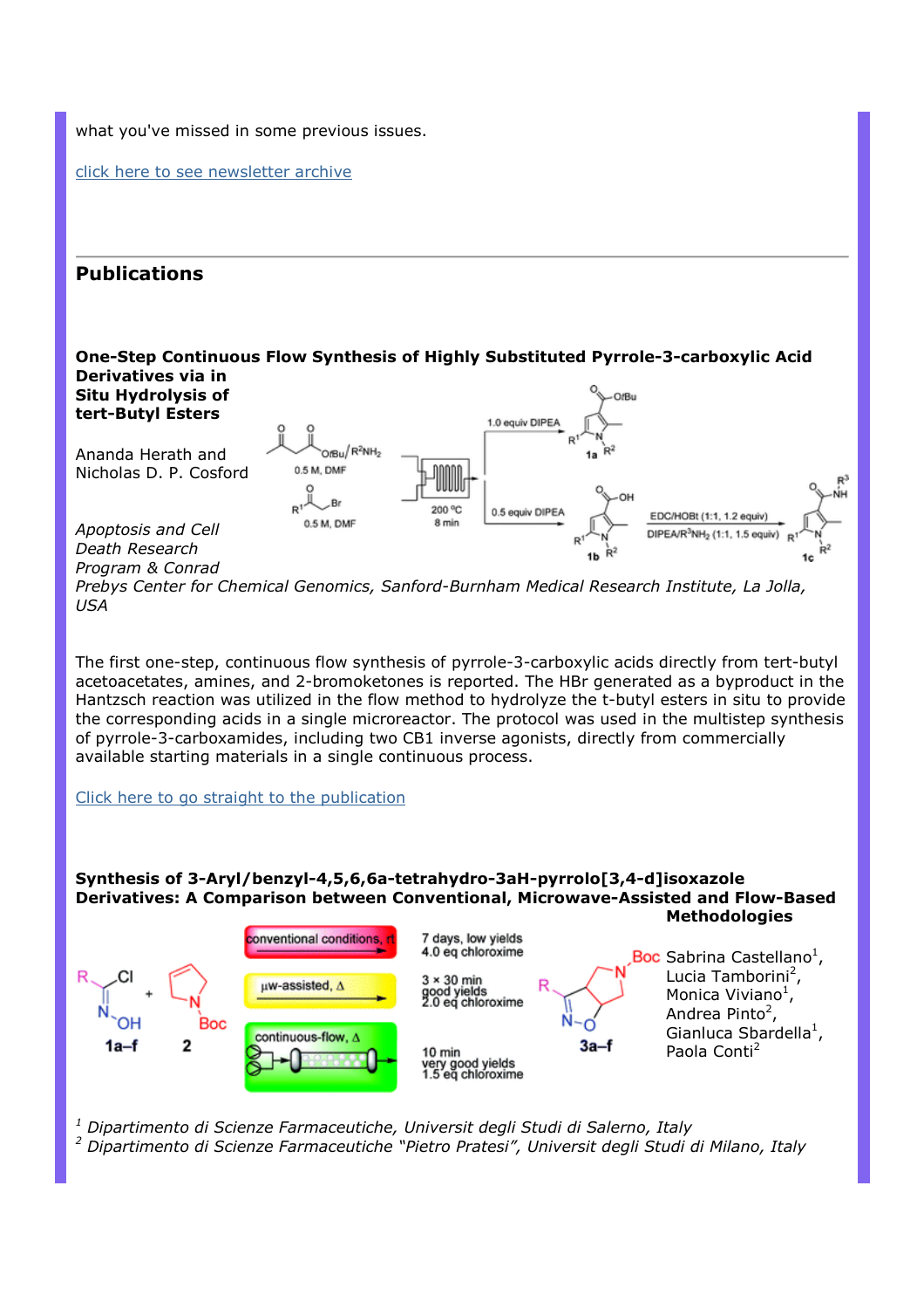what you've missed in some previous issues.

click here to see newsletter archive

## Publications

### One-Step Continuous Flow Synthesis of Highly Substituted Pyrrole-3-carboxylic Acid Derivatives via in Situ Hydrolysis of tert-Butyl Esters

Ananda Herath and Nicholas D. P. Cosford

*Apoptosis and Cell Death Research Program & Conrad Prebys Center for Chemical Genomics, Sanford-Burnham Medical Research Institute, La Jolla, USA*

The first one-step, continuous flow synthesis of pyrrole-3-carboxylic acids directly from tert-butyl acetoacetates, amines, and 2-bromoketones is reported. The HBr generated as a byproduct in the Hantzsch reaction was utilized in the flow method to hydrolyze the t-butyl esters in situ to provide the corresponding acids in a single microreactor. The protocol was used in the multistep synthesis of pyrrole-3-carboxamides, including two CB1 inverse agonists, directly from commercially available starting materials in a single continuous process.

Click here to go straight to the publication

### Synthesis of 3-Aryl/benzyl-4,5,6,6a-tetrahydro-3aH-pyrrolo[3,4-d]isoxazole Derivatives: A Comparison between Conventional, Microwave-Assisted and Flow-Based Methodologies

Sabrina Castellano[1], Lucia Tamborini[2], Monica Viviano[1], Andrea Pinto[2], Gianluca Sbardella[1], Paola Conti[2]

*[1] Dipartimento di Scienze Farmaceutiche, Universit degli Studi di Salerno, Italy*
*[2] Dipartimento di Scienze Farmaceutiche “Pietro Pratesi”, Universit degli Studi di Milano, Italy*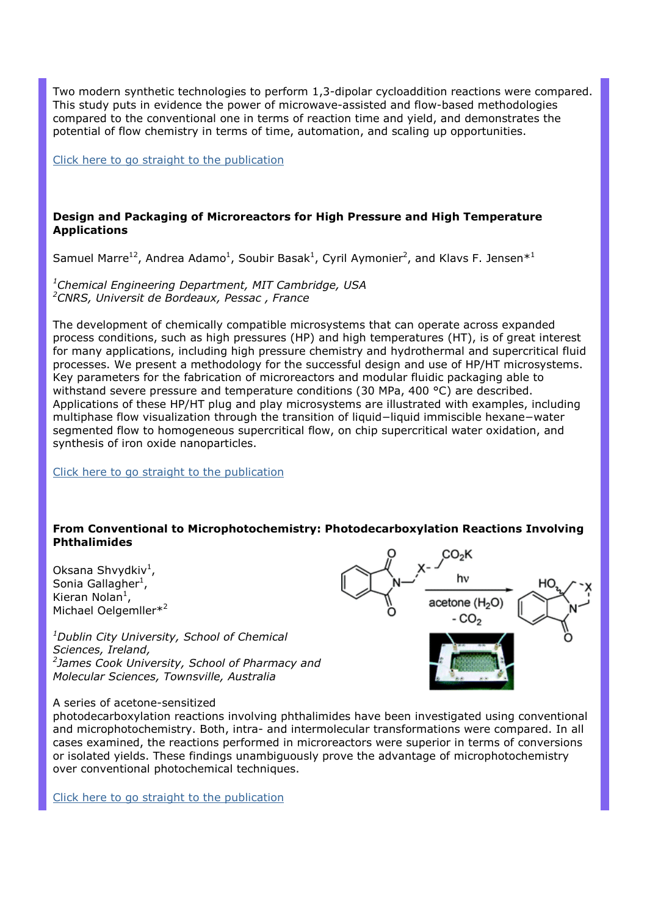Two modern synthetic technologies to perform 1,3-dipolar cycloaddition reactions were compared. This study puts in evidence the power of microwave-assisted and flow-based methodologies compared to the conventional one in terms of reaction time and yield, and demonstrates the potential of flow chemistry in terms of time, automation, and scaling up opportunities.

Click here to go straight to the publication

**Design and Packaging of Microreactors for High Pressure and High Temperature Applications**

Samuel Marre[12], Andrea Adamo[1], Soubir Basak[1], Cyril Aymonier[2], and Klavs F. Jensen*[1]

[1]*Chemical Engineering Department, MIT Cambridge, USA*
[2]*CNRS, Universit de Bordeaux, Pessac , France*

The development of chemically compatible microsystems that can operate across expanded process conditions, such as high pressures (HP) and high temperatures (HT), is of great interest for many applications, including high pressure chemistry and hydrothermal and supercritical fluid processes. We present a methodology for the successful design and use of HP/HT microsystems. Key parameters for the fabrication of microreactors and modular fluidic packaging able to withstand severe pressure and temperature conditions (30 MPa, 400 °C) are described. Applications of these HP/HT plug and play microsystems are illustrated with examples, including multiphase flow visualization through the transition of liquid−liquid immiscible hexane−water segmented flow to homogeneous supercritical flow, on chip supercritical water oxidation, and synthesis of iron oxide nanoparticles.

Click here to go straight to the publication

**From Conventional to Microphotochemistry: Photodecarboxylation Reactions Involving Phthalimides**

Oksana Shvydkiv[1],
Sonia Gallagher[1],
Kieran Nolan[1],
Michael Oelgemller*[2]

[1]*Dublin City University, School of Chemical Sciences, Ireland,*
[2]*James Cook University, School of Pharmacy and Molecular Sciences, Townsville, Australia*

A series of acetone-sensitized photodecarboxylation reactions involving phthalimides have been investigated using conventional and microphotochemistry. Both, intra- and intermolecular transformations were compared. In all cases examined, the reactions performed in microreactors were superior in terms of conversions or isolated yields. These findings unambiguously prove the advantage of microphotochemistry over conventional photochemical techniques.

Click here to go straight to the publication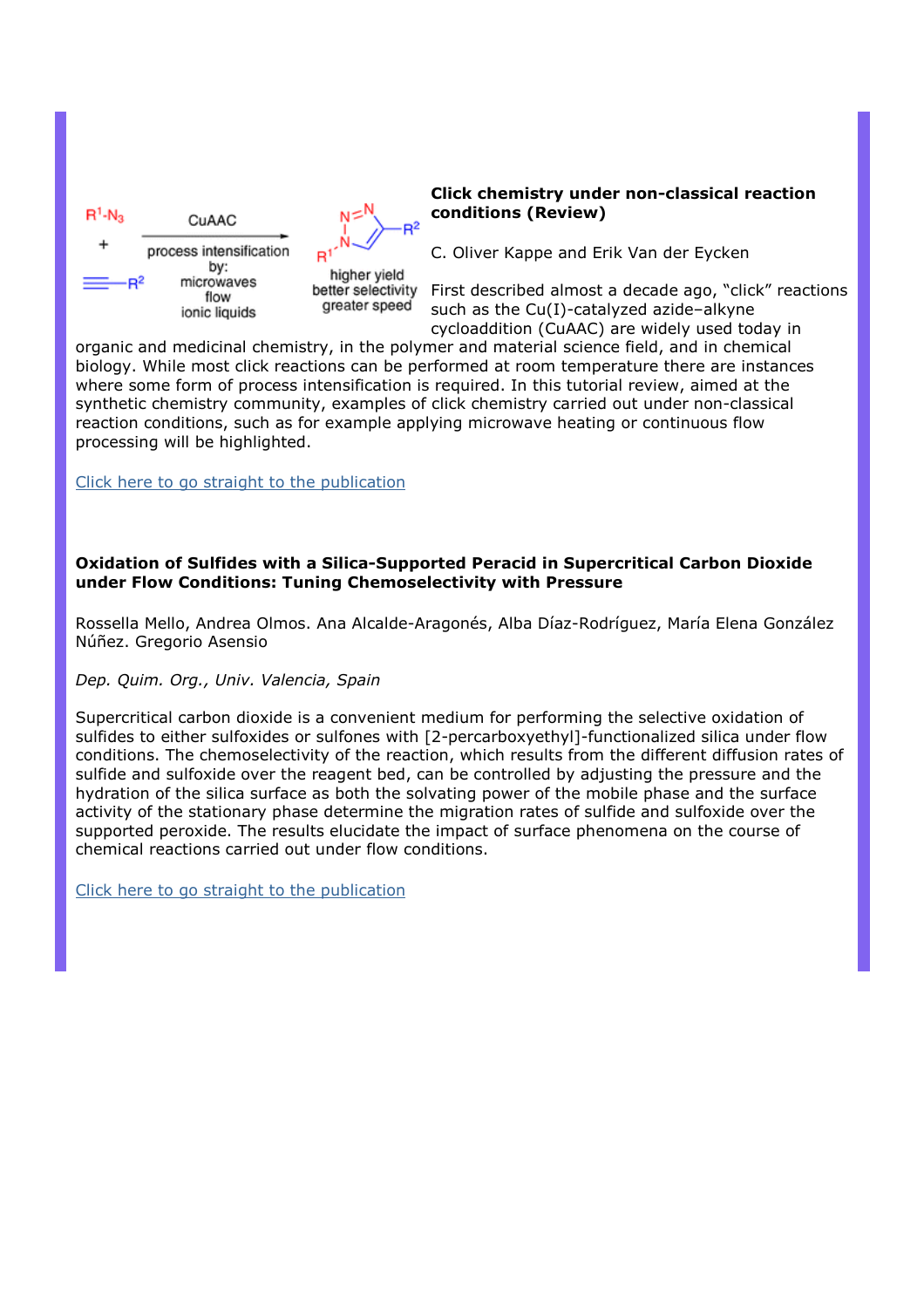**Click chemistry under non-classical reaction conditions (Review)**

C. Oliver Kappe and Erik Van der Eycken

First described almost a decade ago, “click” reactions such as the Cu(I)-catalyzed azide–alkyne cycloaddition (CuAAC) are widely used today in organic and medicinal chemistry, in the polymer and material science field, and in chemical biology. While most click reactions can be performed at room temperature there are instances where some form of process intensification is required. In this tutorial review, aimed at the synthetic chemistry community, examples of click chemistry carried out under non-classical reaction conditions, such as for example applying microwave heating or continuous flow processing will be highlighted.

[Click here to go straight to the publication]

**Oxidation of Sulfides with a Silica-Supported Peracid in Supercritical Carbon Dioxide under Flow Conditions: Tuning Chemoselectivity with Pressure**

Rossella Mello, Andrea Olmos. Ana Alcalde-Aragonés, Alba Díaz-Rodríguez, María Elena González Núñez. Gregorio Asensio

*Dep. Quim. Org., Univ. Valencia, Spain*

Supercritical carbon dioxide is a convenient medium for performing the selective oxidation of sulfides to either sulfoxides or sulfones with [2-percarboxyethyl]-functionalized silica under flow conditions. The chemoselectivity of the reaction, which results from the different diffusion rates of sulfide and sulfoxide over the reagent bed, can be controlled by adjusting the pressure and the hydration of the silica surface as both the solvating power of the mobile phase and the surface activity of the stationary phase determine the migration rates of sulfide and sulfoxide over the supported peroxide. The results elucidate the impact of surface phenomena on the course of chemical reactions carried out under flow conditions.

[Click here to go straight to the publication]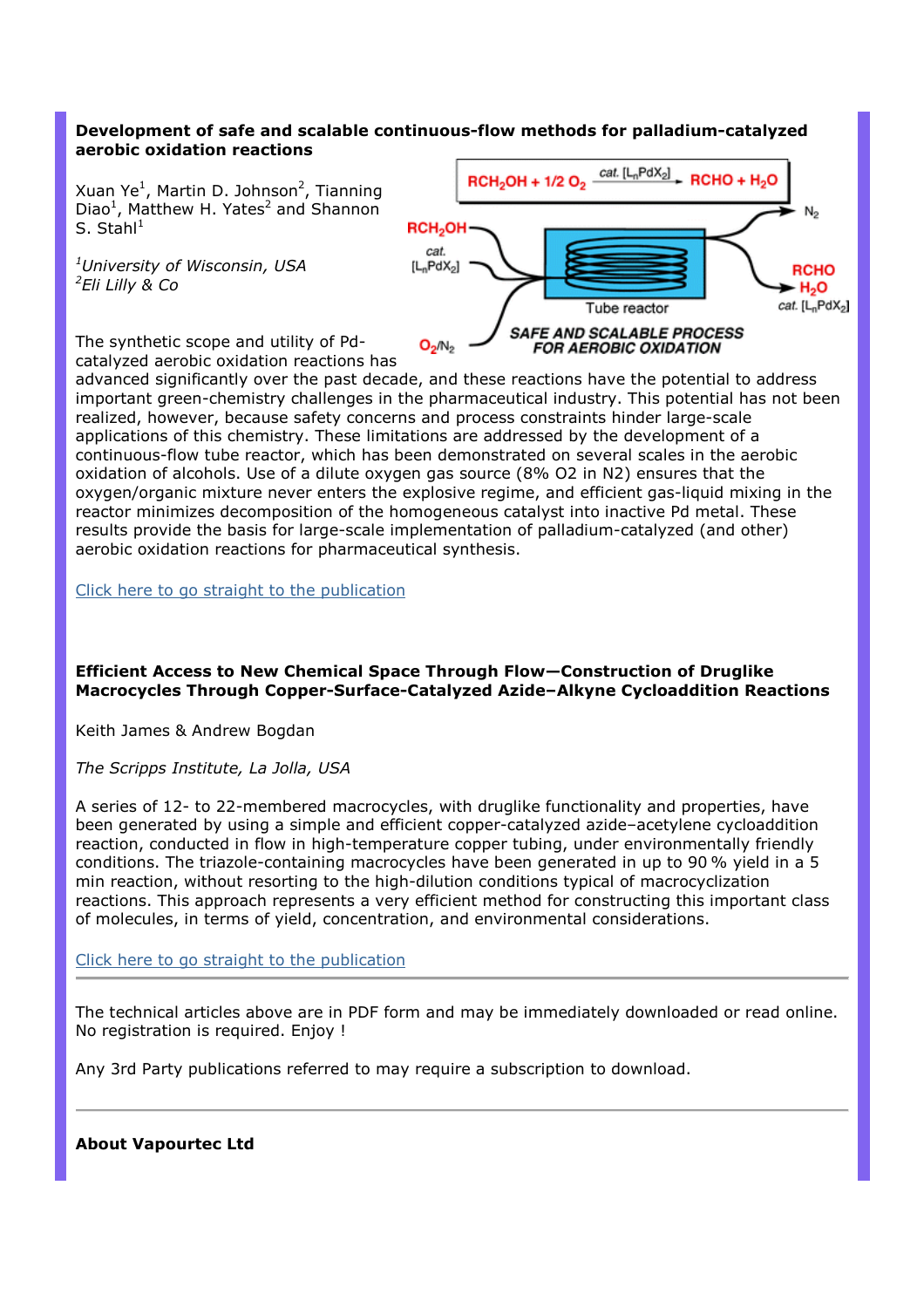**Development of safe and scalable continuous-flow methods for palladium-catalyzed aerobic oxidation reactions**

Xuan Ye[1], Martin D. Johnson[2], Tianning Diao[1], Matthew H. Yates[2] and Shannon S. Stahl[1]

*[1]University of Wisconsin, USA*
*[2]Eli Lilly & Co*

The synthetic scope and utility of Pd-catalyzed aerobic oxidation reactions has advanced significantly over the past decade, and these reactions have the potential to address important green-chemistry challenges in the pharmaceutical industry. This potential has not been realized, however, because safety concerns and process constraints hinder large-scale applications of this chemistry. These limitations are addressed by the development of a continuous-flow tube reactor, which has been demonstrated on several scales in the aerobic oxidation of alcohols. Use of a dilute oxygen gas source (8% O2 in N2) ensures that the oxygen/organic mixture never enters the explosive regime, and efficient gas-liquid mixing in the reactor minimizes decomposition of the homogeneous catalyst into inactive Pd metal. These results provide the basis for large-scale implementation of palladium-catalyzed (and other) aerobic oxidation reactions for pharmaceutical synthesis.

Click here to go straight to the publication

**Efficient Access to New Chemical Space Through Flow—Construction of Druglike Macrocycles Through Copper-Surface-Catalyzed Azide–Alkyne Cycloaddition Reactions**

Keith James & Andrew Bogdan

*The Scripps Institute, La Jolla, USA*

A series of 12- to 22-membered macrocycles, with druglike functionality and properties, have been generated by using a simple and efficient copper-catalyzed azide–acetylene cycloaddition reaction, conducted in flow in high-temperature copper tubing, under environmentally friendly conditions. The triazole-containing macrocycles have been generated in up to 90 % yield in a 5 min reaction, without resorting to the high-dilution conditions typical of macrocyclization reactions. This approach represents a very efficient method for constructing this important class of molecules, in terms of yield, concentration, and environmental considerations.

Click here to go straight to the publication

---

The technical articles above are in PDF form and may be immediately downloaded or read online. No registration is required. Enjoy !

Any 3rd Party publications referred to may require a subscription to download.

---

**About Vapourtec Ltd**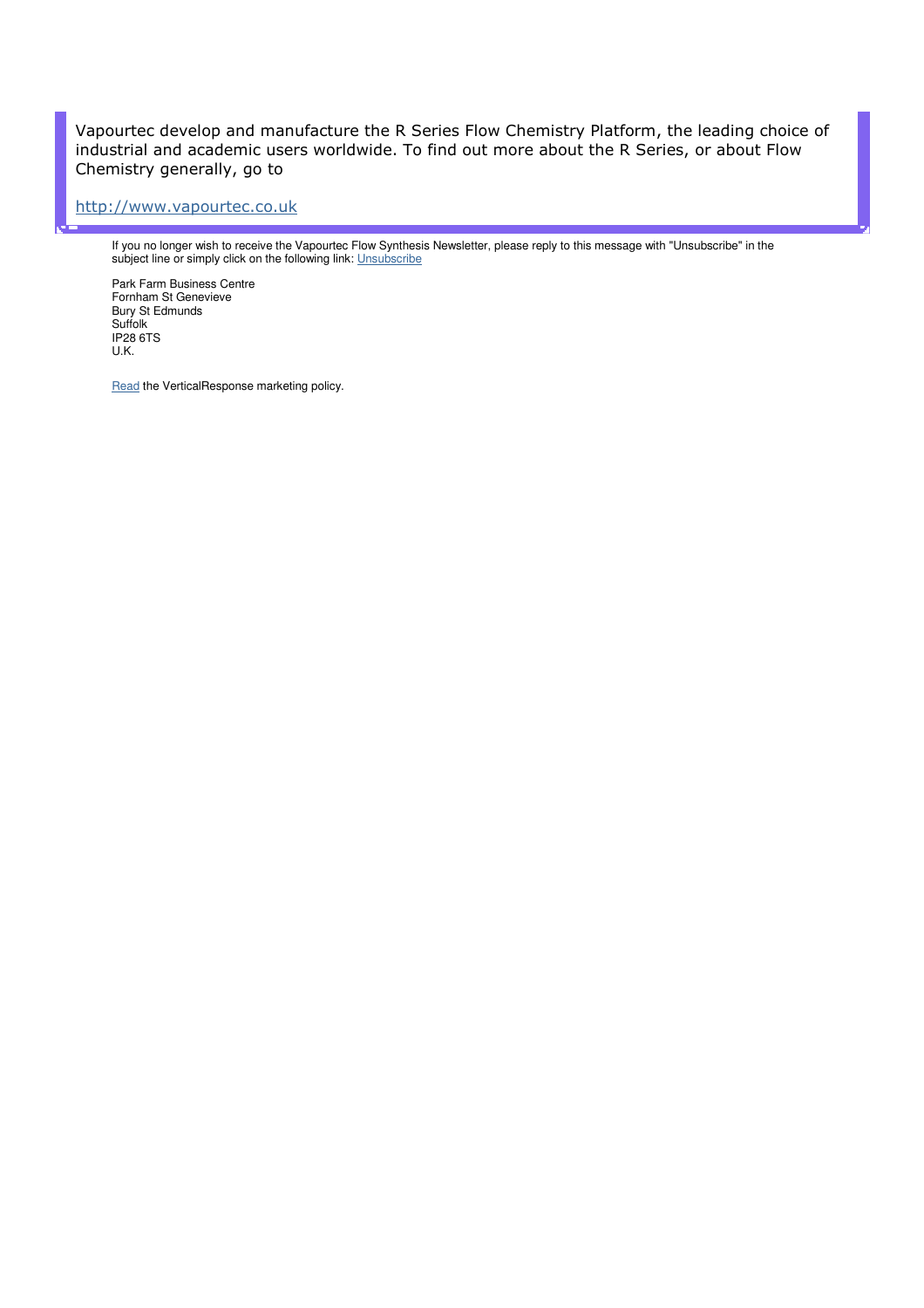Vapourtec develop and manufacture the R Series Flow Chemistry Platform, the leading choice of industrial and academic users worldwide. To find out more about the R Series, or about Flow Chemistry generally, go to

http://www.vapourtec.co.uk

If you no longer wish to receive the Vapourtec Flow Synthesis Newsletter, please reply to this message with "Unsubscribe" in the subject line or simply click on the following link: Unsubscribe

Park Farm Business Centre
Fornham St Genevieve
Bury St Edmunds
Suffolk
IP28 6TS
U.K.

Read the VerticalResponse marketing policy.